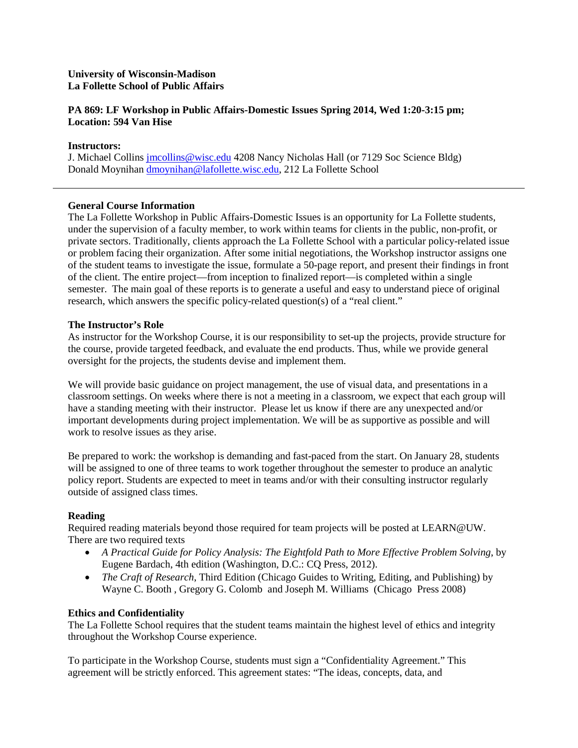**University of Wisconsin-Madison**
**La Follette School of Public Affairs**

**PA 869: LF Workshop in Public Affairs-Domestic Issues Spring 2014, Wed 1:20-3:15 pm; Location: 594 Van Hise**

**Instructors:**
J. Michael Collins jmcollins@wisc.edu 4208 Nancy Nicholas Hall (or 7129 Soc Science Bldg)
Donald Moynihan dmoynihan@lafollette.wisc.edu, 212 La Follette School

---

## General Course Information

The La Follette Workshop in Public Affairs-Domestic Issues is an opportunity for La Follette students, under the supervision of a faculty member, to work within teams for clients in the public, non-profit, or private sectors. Traditionally, clients approach the La Follette School with a particular policy-related issue or problem facing their organization. After some initial negotiations, the Workshop instructor assigns one of the student teams to investigate the issue, formulate a 50-page report, and present their findings in front of the client. The entire project—from inception to finalized report—is completed within a single semester. The main goal of these reports is to generate a useful and easy to understand piece of original research, which answers the specific policy-related question(s) of a "real client."

## The Instructor's Role

As instructor for the Workshop Course, it is our responsibility to set-up the projects, provide structure for the course, provide targeted feedback, and evaluate the end products. Thus, while we provide general oversight for the projects, the students devise and implement them.

We will provide basic guidance on project management, the use of visual data, and presentations in a classroom settings. On weeks where there is not a meeting in a classroom, we expect that each group will have a standing meeting with their instructor. Please let us know if there are any unexpected and/or important developments during project implementation. We will be as supportive as possible and will work to resolve issues as they arise.

Be prepared to work: the workshop is demanding and fast-paced from the start. On January 28, students will be assigned to one of three teams to work together throughout the semester to produce an analytic policy report. Students are expected to meet in teams and/or with their consulting instructor regularly outside of assigned class times.

## Reading

Required reading materials beyond those required for team projects will be posted at LEARN@UW. There are two required texts

- *A Practical Guide for Policy Analysis: The Eightfold Path to More Effective Problem Solving*, by Eugene Bardach, 4th edition (Washington, D.C.: CQ Press, 2012).
- *The Craft of Research*, Third Edition (Chicago Guides to Writing, Editing, and Publishing) by Wayne C. Booth , Gregory G. Colomb and Joseph M. Williams (Chicago Press 2008)

## Ethics and Confidentiality

The La Follette School requires that the student teams maintain the highest level of ethics and integrity throughout the Workshop Course experience.

To participate in the Workshop Course, students must sign a "Confidentiality Agreement." This agreement will be strictly enforced. This agreement states: "The ideas, concepts, data, and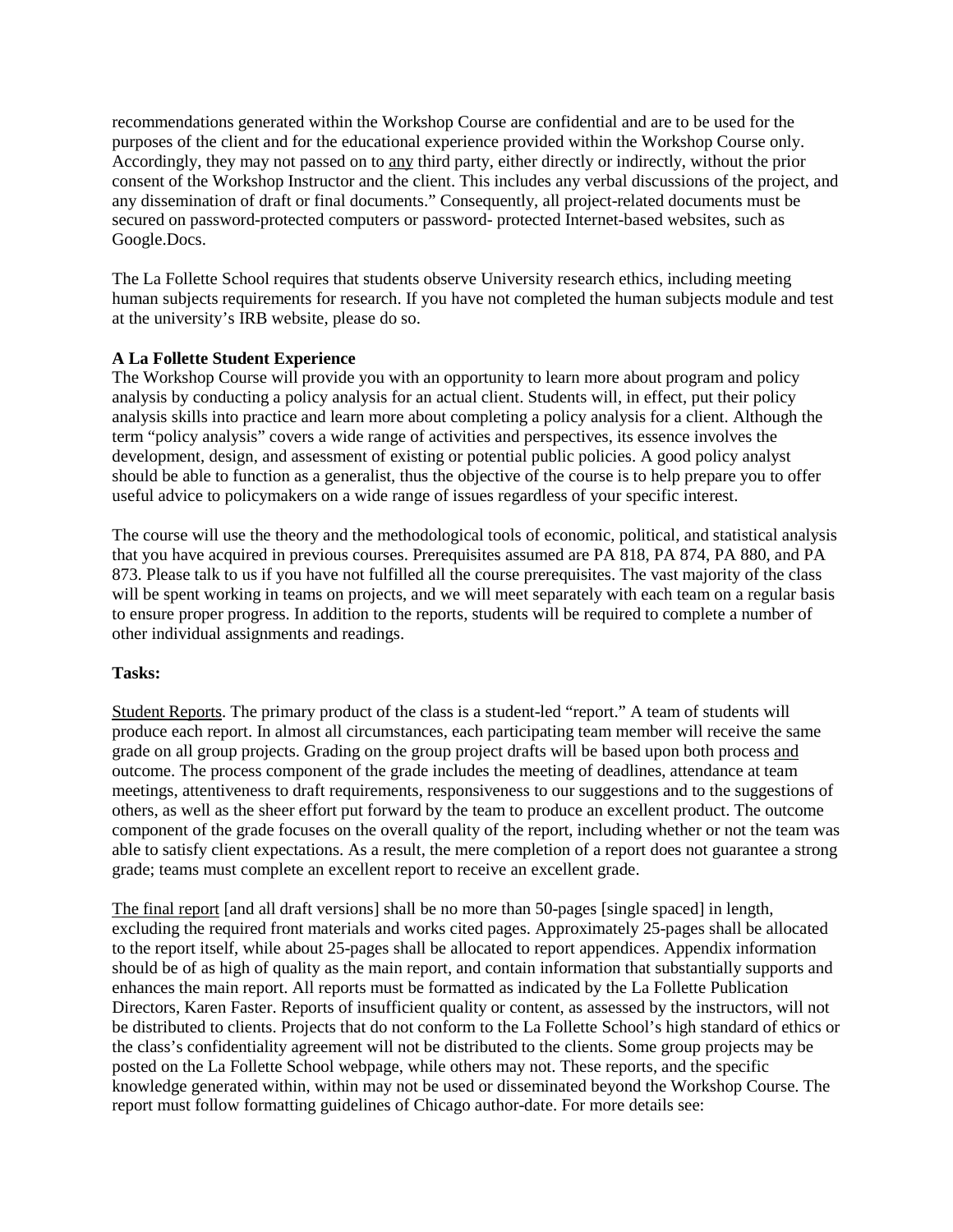recommendations generated within the Workshop Course are confidential and are to be used for the purposes of the client and for the educational experience provided within the Workshop Course only. Accordingly, they may not passed on to any third party, either directly or indirectly, without the prior consent of the Workshop Instructor and the client. This includes any verbal discussions of the project, and any dissemination of draft or final documents." Consequently, all project-related documents must be secured on password-protected computers or password- protected Internet-based websites, such as Google.Docs.

The La Follette School requires that students observe University research ethics, including meeting human subjects requirements for research. If you have not completed the human subjects module and test at the university's IRB website, please do so.

**A La Follette Student Experience**

The Workshop Course will provide you with an opportunity to learn more about program and policy analysis by conducting a policy analysis for an actual client. Students will, in effect, put their policy analysis skills into practice and learn more about completing a policy analysis for a client. Although the term "policy analysis" covers a wide range of activities and perspectives, its essence involves the development, design, and assessment of existing or potential public policies. A good policy analyst should be able to function as a generalist, thus the objective of the course is to help prepare you to offer useful advice to policymakers on a wide range of issues regardless of your specific interest.

The course will use the theory and the methodological tools of economic, political, and statistical analysis that you have acquired in previous courses. Prerequisites assumed are PA 818, PA 874, PA 880, and PA 873. Please talk to us if you have not fulfilled all the course prerequisites. The vast majority of the class will be spent working in teams on projects, and we will meet separately with each team on a regular basis to ensure proper progress. In addition to the reports, students will be required to complete a number of other individual assignments and readings.

**Tasks:**

Student Reports. The primary product of the class is a student-led "report." A team of students will produce each report. In almost all circumstances, each participating team member will receive the same grade on all group projects. Grading on the group project drafts will be based upon both process and outcome. The process component of the grade includes the meeting of deadlines, attendance at team meetings, attentiveness to draft requirements, responsiveness to our suggestions and to the suggestions of others, as well as the sheer effort put forward by the team to produce an excellent product. The outcome component of the grade focuses on the overall quality of the report, including whether or not the team was able to satisfy client expectations. As a result, the mere completion of a report does not guarantee a strong grade; teams must complete an excellent report to receive an excellent grade.

The final report [and all draft versions] shall be no more than 50-pages [single spaced] in length, excluding the required front materials and works cited pages. Approximately 25-pages shall be allocated to the report itself, while about 25-pages shall be allocated to report appendices. Appendix information should be of as high of quality as the main report, and contain information that substantially supports and enhances the main report. All reports must be formatted as indicated by the La Follette Publication Directors, Karen Faster. Reports of insufficient quality or content, as assessed by the instructors, will not be distributed to clients. Projects that do not conform to the La Follette School's high standard of ethics or the class's confidentiality agreement will not be distributed to the clients. Some group projects may be posted on the La Follette School webpage, while others may not. These reports, and the specific knowledge generated within, within may not be used or disseminated beyond the Workshop Course. The report must follow formatting guidelines of Chicago author-date. For more details see: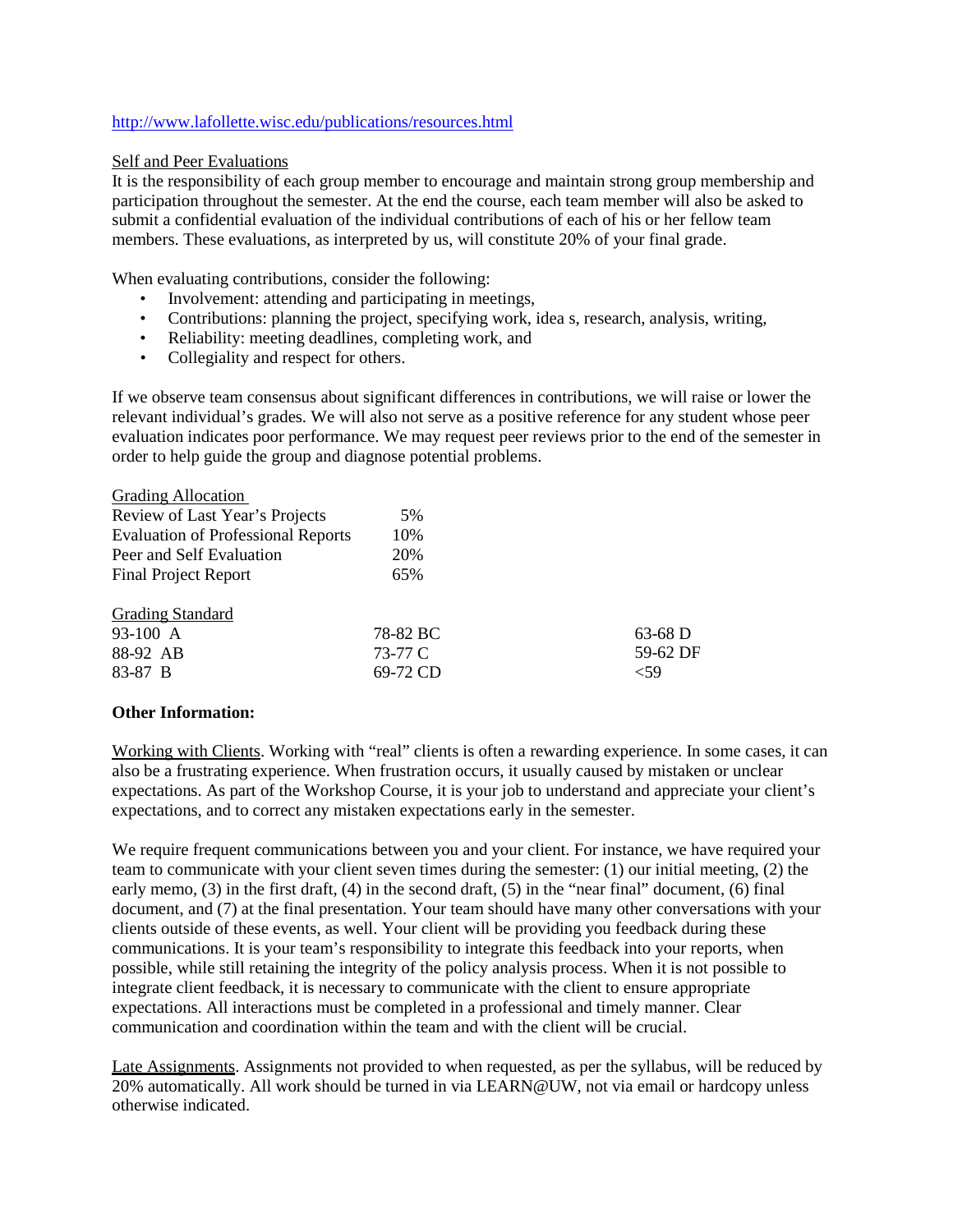http://www.lafollette.wisc.edu/publications/resources.html

Self and Peer Evaluations

It is the responsibility of each group member to encourage and maintain strong group membership and participation throughout the semester. At the end the course, each team member will also be asked to submit a confidential evaluation of the individual contributions of each of his or her fellow team members. These evaluations, as interpreted by us, will constitute 20% of your final grade.

When evaluating contributions, consider the following:

- Involvement: attending and participating in meetings,
- Contributions: planning the project, specifying work, idea s, research, analysis, writing,
- Reliability: meeting deadlines, completing work, and
- Collegiality and respect for others.

If we observe team consensus about significant differences in contributions, we will raise or lower the relevant individual's grades. We will also not serve as a positive reference for any student whose peer evaluation indicates poor performance. We may request peer reviews prior to the end of the semester in order to help guide the group and diagnose potential problems.

Grading Allocation

| | |
|---|---|
| Review of Last Year's Projects | 5% |
| Evaluation of Professional Reports | 10% |
| Peer and Self Evaluation | 20% |
| Final Project Report | 65% |

Grading Standard

| | | |
|---|---|---|
| 93-100 A | 78-82 BC | 63-68 D |
| 88-92 AB | 73-77 C | 59-62 DF |
| 83-87 B | 69-72 CD | <59 |

**Other Information:**

Working with Clients. Working with "real" clients is often a rewarding experience. In some cases, it can also be a frustrating experience. When frustration occurs, it usually caused by mistaken or unclear expectations. As part of the Workshop Course, it is your job to understand and appreciate your client's expectations, and to correct any mistaken expectations early in the semester.

We require frequent communications between you and your client. For instance, we have required your team to communicate with your client seven times during the semester: (1) our initial meeting, (2) the early memo, (3) in the first draft, (4) in the second draft, (5) in the "near final" document, (6) final document, and (7) at the final presentation. Your team should have many other conversations with your clients outside of these events, as well. Your client will be providing you feedback during these communications. It is your team's responsibility to integrate this feedback into your reports, when possible, while still retaining the integrity of the policy analysis process. When it is not possible to integrate client feedback, it is necessary to communicate with the client to ensure appropriate expectations. All interactions must be completed in a professional and timely manner. Clear communication and coordination within the team and with the client will be crucial.

Late Assignments. Assignments not provided to when requested, as per the syllabus, will be reduced by 20% automatically. All work should be turned in via LEARN@UW, not via email or hardcopy unless otherwise indicated.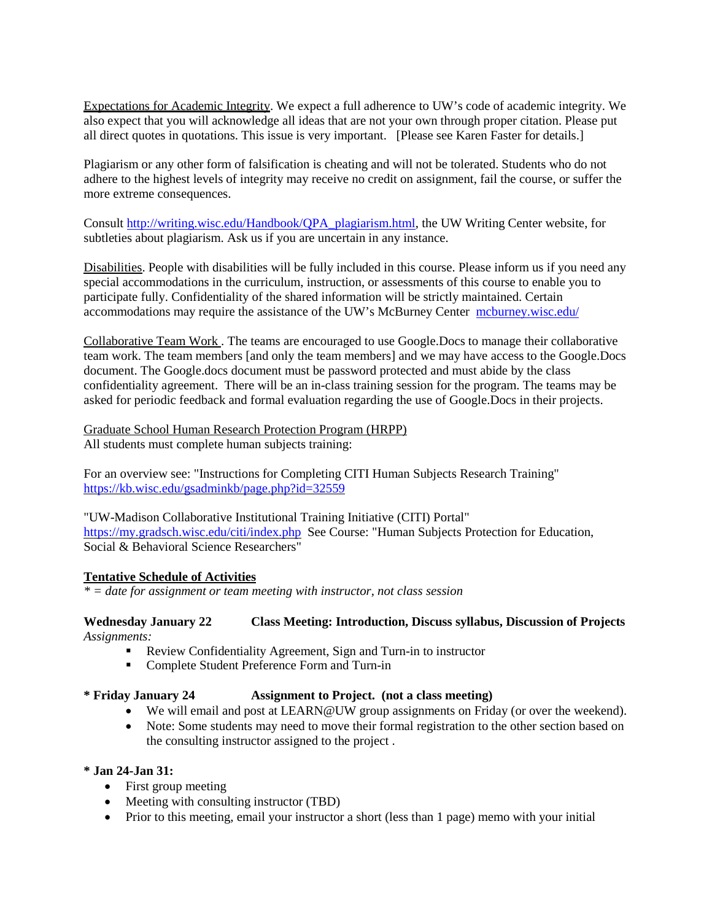Expectations for Academic Integrity. We expect a full adherence to UW's code of academic integrity. We also expect that you will acknowledge all ideas that are not your own through proper citation. Please put all direct quotes in quotations. This issue is very important. [Please see Karen Faster for details.]

Plagiarism or any other form of falsification is cheating and will not be tolerated. Students who do not adhere to the highest levels of integrity may receive no credit on assignment, fail the course, or suffer the more extreme consequences.

Consult http://writing.wisc.edu/Handbook/QPA_plagiarism.html, the UW Writing Center website, for subtleties about plagiarism. Ask us if you are uncertain in any instance.

Disabilities. People with disabilities will be fully included in this course. Please inform us if you need any special accommodations in the curriculum, instruction, or assessments of this course to enable you to participate fully. Confidentiality of the shared information will be strictly maintained. Certain accommodations may require the assistance of the UW's McBurney Center mcburney.wisc.edu/

Collaborative Team Work . The teams are encouraged to use Google.Docs to manage their collaborative team work. The team members [and only the team members] and we may have access to the Google.Docs document. The Google.docs document must be password protected and must abide by the class confidentiality agreement. There will be an in-class training session for the program. The teams may be asked for periodic feedback and formal evaluation regarding the use of Google.Docs in their projects.

Graduate School Human Research Protection Program (HRPP)
All students must complete human subjects training:

For an overview see: "Instructions for Completing CITI Human Subjects Research Training" https://kb.wisc.edu/gsadminkb/page.php?id=32559

"UW-Madison Collaborative Institutional Training Initiative (CITI) Portal" https://my.gradsch.wisc.edu/citi/index.php See Course: "Human Subjects Protection for Education, Social & Behavioral Science Researchers"

**Tentative Schedule of Activities**
*\* = date for assignment or team meeting with instructor, not class session*

**Wednesday January 22 Class Meeting: Introduction, Discuss syllabus, Discussion of Projects**
*Assignments:*

- Review Confidentiality Agreement, Sign and Turn-in to instructor
- Complete Student Preference Form and Turn-in

**\* Friday January 24 Assignment to Project. (not a class meeting)**

- We will email and post at LEARN@UW group assignments on Friday (or over the weekend).
- Note: Some students may need to move their formal registration to the other section based on the consulting instructor assigned to the project .

**\* Jan 24-Jan 31:**

- First group meeting
- Meeting with consulting instructor (TBD)
- Prior to this meeting, email your instructor a short (less than 1 page) memo with your initial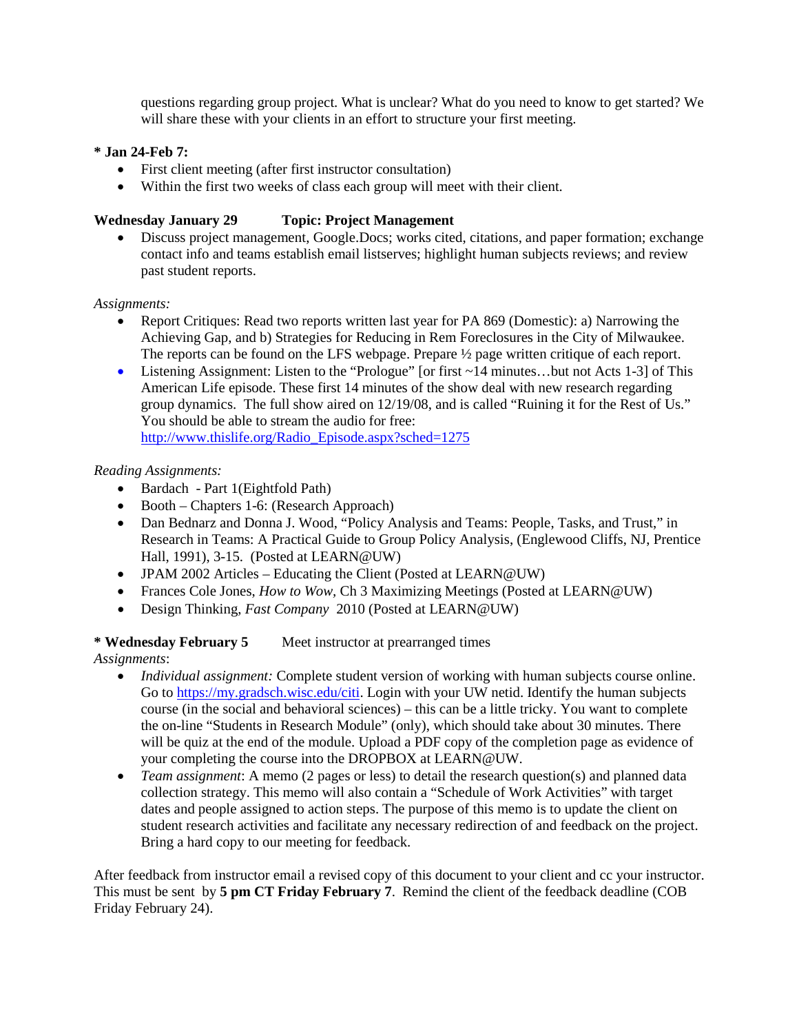questions regarding group project. What is unclear? What do you need to know to get started? We will share these with your clients in an effort to structure your first meeting.

**\* Jan 24-Feb 7:**

- First client meeting (after first instructor consultation)
- Within the first two weeks of class each group will meet with their client.

**Wednesday January 29 Topic: Project Management**

- Discuss project management, Google.Docs; works cited, citations, and paper formation; exchange contact info and teams establish email listserves; highlight human subjects reviews; and review past student reports.

*Assignments:*

- Report Critiques: Read two reports written last year for PA 869 (Domestic): a) Narrowing the Achieving Gap, and b) Strategies for Reducing in Rem Foreclosures in the City of Milwaukee. The reports can be found on the LFS webpage. Prepare ½ page written critique of each report.
- Listening Assignment: Listen to the "Prologue" [or first ~14 minutes…but not Acts 1-3] of This American Life episode. These first 14 minutes of the show deal with new research regarding group dynamics. The full show aired on 12/19/08, and is called "Ruining it for the Rest of Us." You should be able to stream the audio for free: http://www.thislife.org/Radio_Episode.aspx?sched=1275

*Reading Assignments:*

- Bardach - Part 1(Eightfold Path)
- Booth – Chapters 1-6: (Research Approach)
- Dan Bednarz and Donna J. Wood, "Policy Analysis and Teams: People, Tasks, and Trust," in Research in Teams: A Practical Guide to Group Policy Analysis, (Englewood Cliffs, NJ, Prentice Hall, 1991), 3-15. (Posted at LEARN@UW)
- JPAM 2002 Articles – Educating the Client (Posted at LEARN@UW)
- Frances Cole Jones, *How to Wow*, Ch 3 Maximizing Meetings (Posted at LEARN@UW)
- Design Thinking, *Fast Company* 2010 (Posted at LEARN@UW)

**\* Wednesday February 5** Meet instructor at prearranged times

*Assignments*:

- *Individual assignment:* Complete student version of working with human subjects course online. Go to https://my.gradsch.wisc.edu/citi. Login with your UW netid. Identify the human subjects course (in the social and behavioral sciences) – this can be a little tricky. You want to complete the on-line "Students in Research Module" (only), which should take about 30 minutes. There will be quiz at the end of the module. Upload a PDF copy of the completion page as evidence of your completing the course into the DROPBOX at LEARN@UW.
- *Team assignment*: A memo (2 pages or less) to detail the research question(s) and planned data collection strategy. This memo will also contain a "Schedule of Work Activities" with target dates and people assigned to action steps. The purpose of this memo is to update the client on student research activities and facilitate any necessary redirection of and feedback on the project. Bring a hard copy to our meeting for feedback.

After feedback from instructor email a revised copy of this document to your client and cc your instructor. This must be sent by **5 pm CT Friday February 7**. Remind the client of the feedback deadline (COB Friday February 24).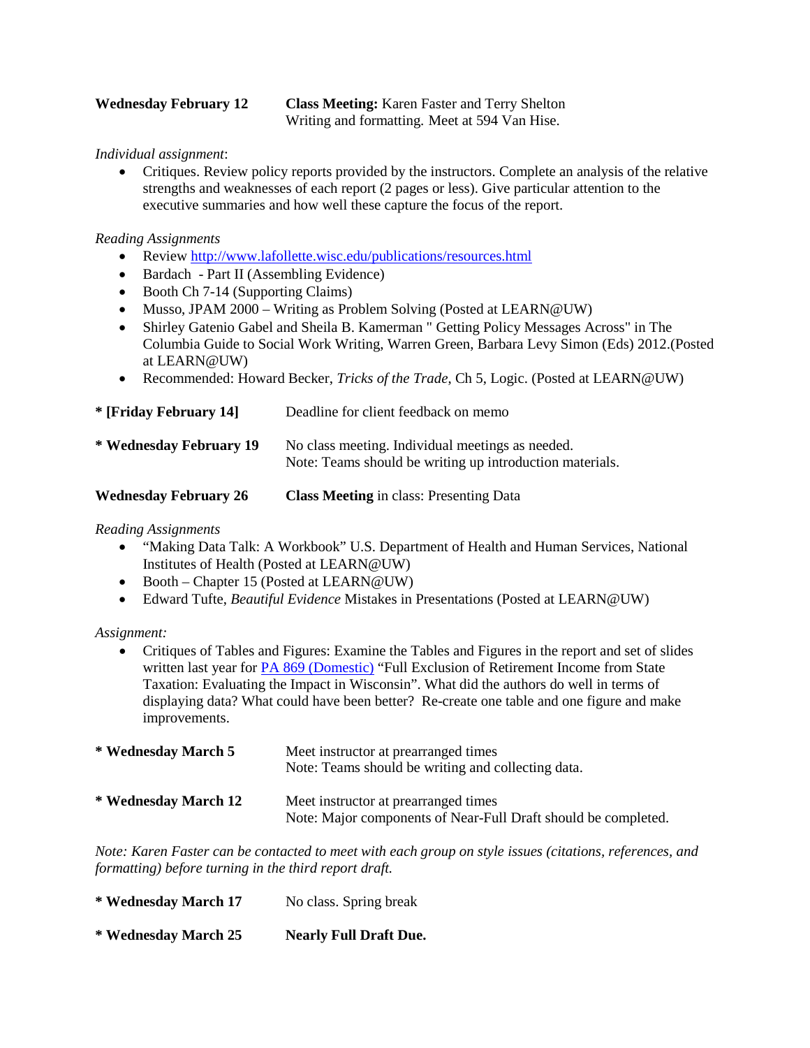**Wednesday February 12** **Class Meeting:** Karen Faster and Terry Shelton
Writing and formatting. Meet at 594 Van Hise.

*Individual assignment*:

- Critiques. Review policy reports provided by the instructors. Complete an analysis of the relative strengths and weaknesses of each report (2 pages or less). Give particular attention to the executive summaries and how well these capture the focus of the report.

*Reading Assignments*

- Review http://www.lafollette.wisc.edu/publications/resources.html
- Bardach - Part II (Assembling Evidence)
- Booth Ch 7-14 (Supporting Claims)
- Musso, JPAM 2000 – Writing as Problem Solving (Posted at LEARN@UW)
- Shirley Gatenio Gabel and Sheila B. Kamerman " Getting Policy Messages Across" in The Columbia Guide to Social Work Writing, Warren Green, Barbara Levy Simon (Eds) 2012.(Posted at LEARN@UW)
- Recommended: Howard Becker, *Tricks of the Trade*, Ch 5, Logic. (Posted at LEARN@UW)

**\* [Friday February 14]** Deadline for client feedback on memo

**\* Wednesday February 19** No class meeting. Individual meetings as needed.
Note: Teams should be writing up introduction materials.

**Wednesday February 26** **Class Meeting** in class: Presenting Data

*Reading Assignments*

- "Making Data Talk: A Workbook" U.S. Department of Health and Human Services, National Institutes of Health (Posted at LEARN@UW)
- Booth – Chapter 15 (Posted at LEARN@UW)
- Edward Tufte, *Beautiful Evidence* Mistakes in Presentations (Posted at LEARN@UW)

*Assignment:*

- Critiques of Tables and Figures: Examine the Tables and Figures in the report and set of slides written last year for PA 869 (Domestic) "Full Exclusion of Retirement Income from State Taxation: Evaluating the Impact in Wisconsin". What did the authors do well in terms of displaying data? What could have been better? Re-create one table and one figure and make improvements.

**\* Wednesday March 5** Meet instructor at prearranged times
Note: Teams should be writing and collecting data.

**\* Wednesday March 12** Meet instructor at prearranged times
Note: Major components of Near-Full Draft should be completed.

*Note: Karen Faster can be contacted to meet with each group on style issues (citations, references, and formatting) before turning in the third report draft.*

**\* Wednesday March 17** No class. Spring break

**\* Wednesday March 25** **Nearly Full Draft Due.**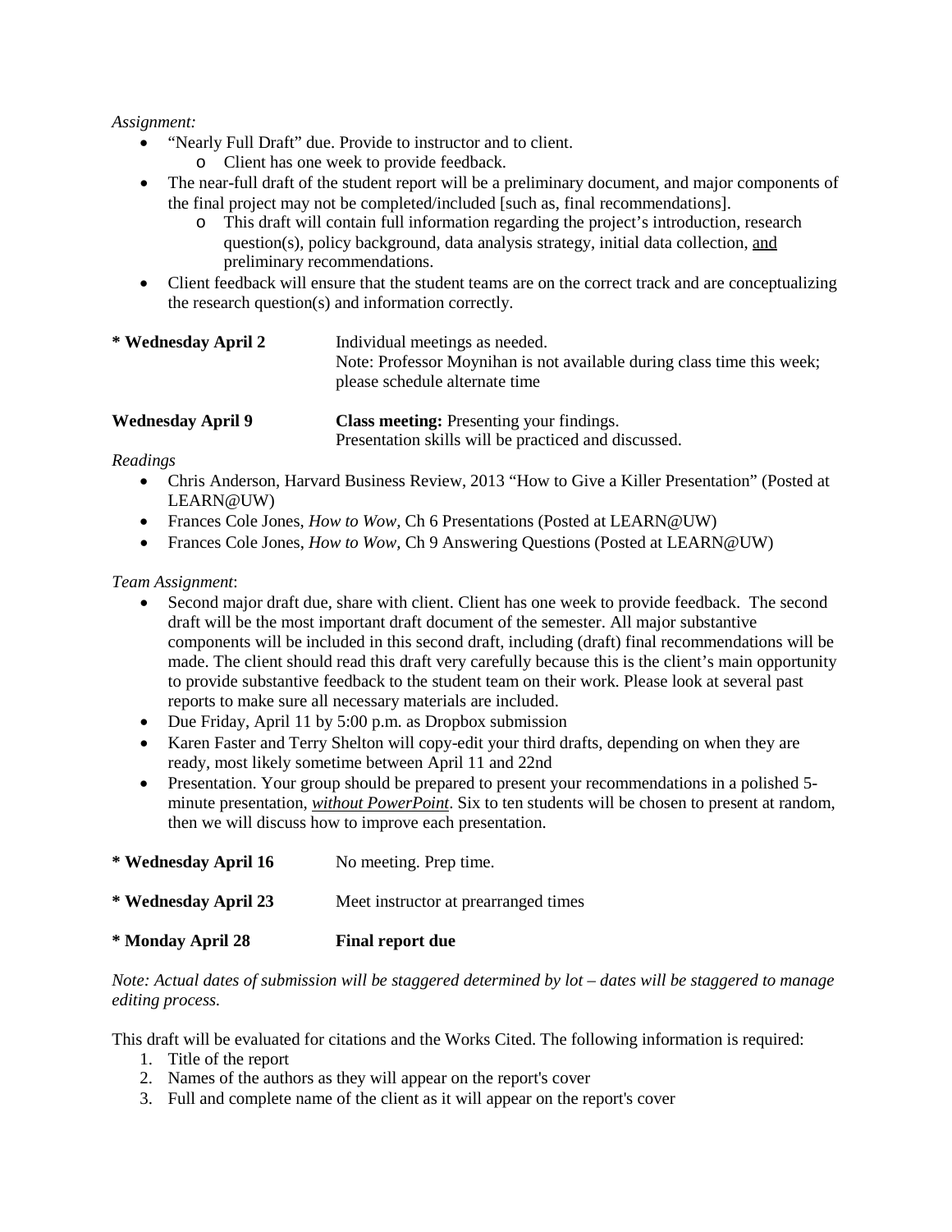*Assignment:*

- "Nearly Full Draft" due. Provide to instructor and to client.
  - Client has one week to provide feedback.
- The near-full draft of the student report will be a preliminary document, and major components of the final project may not be completed/included [such as, final recommendations].
  - This draft will contain full information regarding the project's introduction, research question(s), policy background, data analysis strategy, initial data collection, <u>and</u> preliminary recommendations.
- Client feedback will ensure that the student teams are on the correct track and are conceptualizing the research question(s) and information correctly.

**\* Wednesday April 2** — Individual meetings as needed.
Note: Professor Moynihan is not available during class time this week; please schedule alternate time

**Wednesday April 9** — **Class meeting:** Presenting your findings.
Presentation skills will be practiced and discussed.

*Readings*

- Chris Anderson, Harvard Business Review, 2013 "How to Give a Killer Presentation" (Posted at LEARN@UW)
- Frances Cole Jones, *How to Wow*, Ch 6 Presentations (Posted at LEARN@UW)
- Frances Cole Jones, *How to Wow*, Ch 9 Answering Questions (Posted at LEARN@UW)

*Team Assignment*:

- Second major draft due, share with client. Client has one week to provide feedback. The second draft will be the most important draft document of the semester. All major substantive components will be included in this second draft, including (draft) final recommendations will be made. The client should read this draft very carefully because this is the client's main opportunity to provide substantive feedback to the student team on their work. Please look at several past reports to make sure all necessary materials are included.
- Due Friday, April 11 by 5:00 p.m. as Dropbox submission
- Karen Faster and Terry Shelton will copy-edit your third drafts, depending on when they are ready, most likely sometime between April 11 and 22nd
- Presentation. Your group should be prepared to present your recommendations in a polished 5-minute presentation, <u>*without PowerPoint*</u>. Six to ten students will be chosen to present at random, then we will discuss how to improve each presentation.

**\* Wednesday April 16** — No meeting. Prep time.

**\* Wednesday April 23** — Meet instructor at prearranged times

**\* Monday April 28** — **Final report due**

*Note: Actual dates of submission will be staggered determined by lot – dates will be staggered to manage editing process.*

This draft will be evaluated for citations and the Works Cited. The following information is required:

1. Title of the report
2. Names of the authors as they will appear on the report's cover
3. Full and complete name of the client as it will appear on the report's cover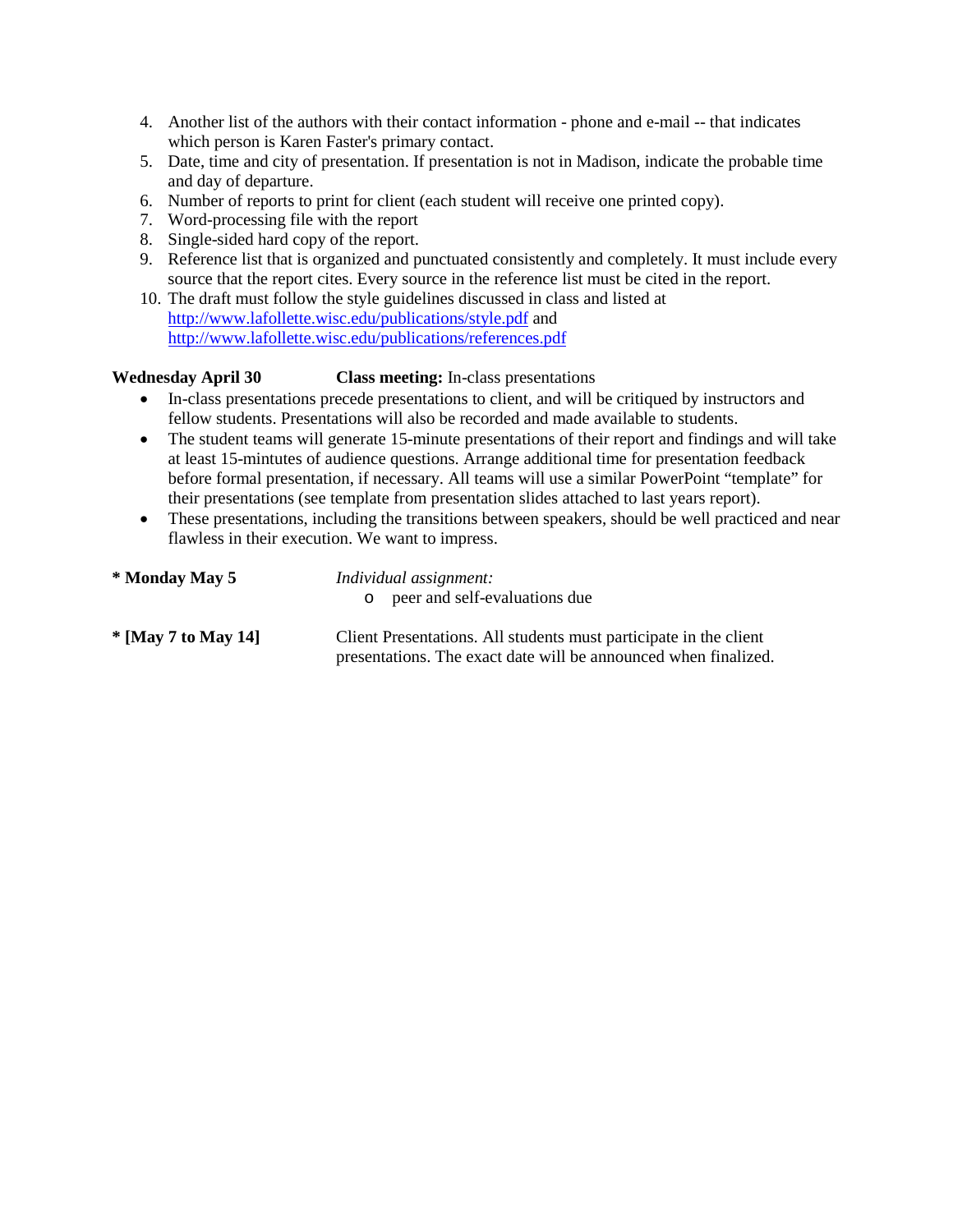4. Another list of the authors with their contact information - phone and e-mail -- that indicates which person is Karen Faster's primary contact.
5. Date, time and city of presentation. If presentation is not in Madison, indicate the probable time and day of departure.
6. Number of reports to print for client (each student will receive one printed copy).
7. Word-processing file with the report
8. Single-sided hard copy of the report.
9. Reference list that is organized and punctuated consistently and completely. It must include every source that the report cites. Every source in the reference list must be cited in the report.
10. The draft must follow the style guidelines discussed in class and listed at http://www.lafollette.wisc.edu/publications/style.pdf and http://www.lafollette.wisc.edu/publications/references.pdf

**Wednesday April 30** **Class meeting:** In-class presentations

- In-class presentations precede presentations to client, and will be critiqued by instructors and fellow students. Presentations will also be recorded and made available to students.
- The student teams will generate 15-minute presentations of their report and findings and will take at least 15-mintutes of audience questions. Arrange additional time for presentation feedback before formal presentation, if necessary. All teams will use a similar PowerPoint "template" for their presentations (see template from presentation slides attached to last years report).
- These presentations, including the transitions between speakers, should be well practiced and near flawless in their execution. We want to impress.

**\* Monday May 5** *Individual assignment:*

- peer and self-evaluations due

**\* [May 7 to May 14]** Client Presentations. All students must participate in the client presentations. The exact date will be announced when finalized.